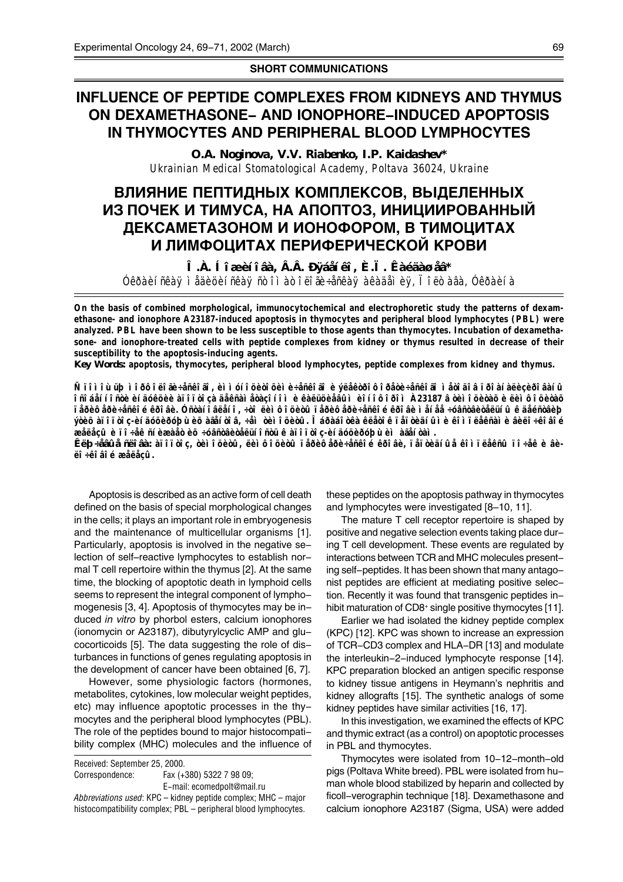**SHORT COMMUNICATIONS**

# INFLUENCE OF PEPTIDE COMPLEXES FROM KIDNEYS AND THYMUS ON DEXAMETHASONE– AND IONOPHORE–INDUCED APOPTOSIS IN THYMOCYTES AND PERIPHERAL BLOOD LYMPHOCYTES

**O.A. Noginova, V.V. Riabenko, I.P. Kaidashev***

*Ukrainian Medical Stomatological Academy, Poltava 36024, Ukraine*

# ВЛИЯНИЕ ПЕПТИДНЫХ КОМПЛЕКСОВ, ВЫДЕЛЕННЫХ ИЗ ПОЧЕК И ТИМУСА, НА АПОПТОЗ, ИНИЦИИРОВАННЫЙ ДЕКСАМЕТАЗОНОМ И ИОНОФОРОМ, В ТИМОЦИТАХ И ЛИМФОЦИТАХ ПЕРИФЕРИЧЕСКОЙ КРОВИ

**О.А. Ножинова, В.В. Рябенко, И.П. Кайдашев***

*Украинская медицинская стоматологическая академия, Полтава, Украина*

**On the basis of combined morphological, immunocytochemical and electrophoretic study the patterns of dexamethasone- and ionophore A23187-induced apoptosis in thymocytes and peripheral blood lymphocytes (PBL) were analyzed. PBL have been shown to be less susceptible to those agents than thymocytes. Incubation of dexamethasone- and ionophore-treated cells with peptide complexes from kidney or thymus resulted in decrease of their susceptibility to the apoptosis-inducing agents.**

***Key Words:*** **apoptosis, thymocytes, peripheral blood lymphocytes, peptide complexes from kidney and thymus.**

**С помощью морфологического, иммуноцитохимического и электрофоретического методов проанализированы особенности индукции апоптоза дексаметазоном и кальциевым ионофором А23187 в тимоцитах и лимфоцитах периферической крови. Установлено, что лимфоциты периферической крови менее чувствительны к этим апоптоз-индуцирующим агентам, чем тимоциты. Обработка клеток пептидными комплексами вилочковой железы и почки снижает их чувствительность к апоптоз-индуцирующим агентам.**

***Ключевые слова:*** **апоптоз, тимоциты, лимфоциты периферической крови, пептидные комплексы почки и вилочковой железы.**

Apoptosis is described as an active form of cell death defined on the basis of special morphological changes in the cells; it plays an important role in embryogenesis and the maintenance of multicellular organisms [1]. Particularly, apoptosis is involved in the negative selection of self–reactive lymphocytes to establish normal T cell repertoire within the thymus [2]. At the same time, the blocking of apoptotic death in lymphoid cells seems to represent the integral component of lymphomogenesis [3, 4]. Apoptosis of thymocytes may be induced *in vitro* by phorbol esters, calcium ionophores (ionomycin or A23187), dibutyrylcyclic AMP and glucocorticoids [5]. The data suggesting the role of disturbances in functions of genes regulating apoptosis in the development of cancer have been obtained [6, 7].

However, some physiologic factors (hormones, metabolites, cytokines, low molecular weight peptides, etc) may influence apoptotic processes in the thymocytes and the peripheral blood lymphocytes (PBL). The role of the peptides bound to major histocompatibility complex (MHC) molecules and the influence of these peptides on the apoptosis pathway in thymocytes and lymphocytes were investigated [8–10, 11].

The mature T cell receptor repertoire is shaped by positive and negative selection events taking place during T cell development. These events are regulated by interactions between TCR and MHC molecules presenting self–peptides. It has been shown that many antagonist peptides are efficient at mediating positive selection. Recently it was found that transgenic peptides inhibit maturation of $CD8^+$ single positive thymocytes [11].

Earlier we had isolated the kidney peptide complex (KPC) [12]. KPC was shown to increase an expression of TCR–CD3 complex and HLA–DR [13] and modulate the interleukin–2–induced lymphocyte response [14]. KPC preparation blocked an antigen specific response to kidney tissue antigens in Heymann's nephritis and kidney allografts [15]. The synthetic analogs of some kidney peptides have similar activities [16, 17].

In this investigation, we examined the effects of KPC and thymic extract (as a control) on apoptotic processes in PBL and thymocytes.

Thymocytes were isolated from 10–12–month–old pigs (Poltava White breed). PBL were isolated from human whole blood stabilized by heparin and collected by ficoll–verographin technique [18]. Dexamethasone and calcium ionophore A23187 (Sigma, USA) were added

Received: September 25, 2000.
Correspondence: Fax (+380) 5322 7 98 09;
E–mail: ecomedpolt@mail.ru
*Abbreviations used*: KPC – kidney peptide complex; MHC – major histocompatibility complex; PBL – peripheral blood lymphocytes.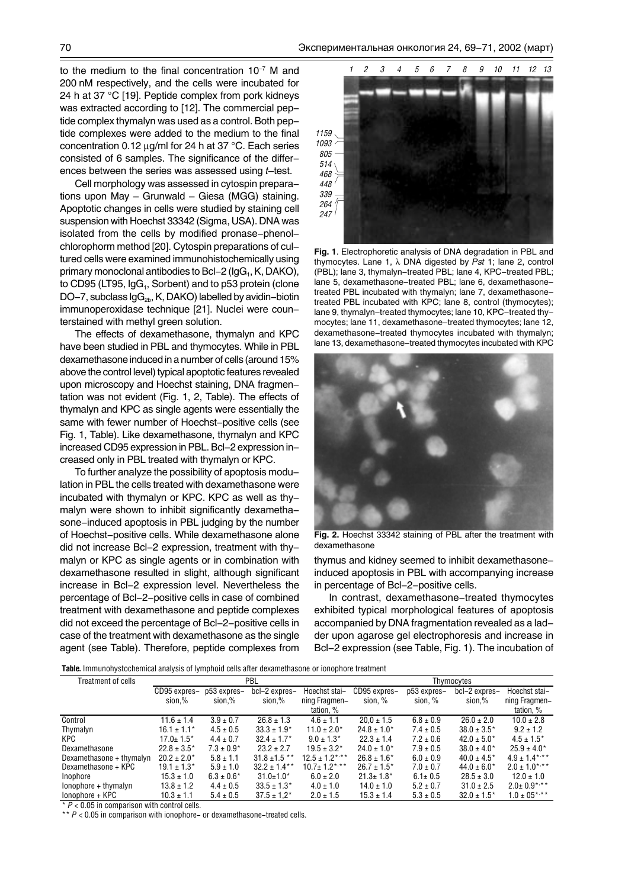to the medium to the final concentration $10^{-7}$ M and 200 nM respectively, and the cells were incubated for 24 h at 37 °C [19]. Peptide complex from pork kidneys was extracted according to [12]. The commercial peptide complex thymalyn was used as a control. Both peptide complexes were added to the medium to the final concentration 0.12 μg/ml for 24 h at 37 °C. Each series consisted of 6 samples. The significance of the differences between the series was assessed using *t*–test.

Cell morphology was assessed in cytospin preparations upon May – Grunwald – Giesa (MGG) staining. Apoptotic changes in cells were studied by staining cell suspension with Hoechst 33342 (Sigma, USA). DNA was isolated from the cells by modified pronase–phenol–chlorophorm method [20]. Cytospin preparations of cultured cells were examined immunohistochemically using primary monoclonal antibodies to Bcl–2 ($IgG_1$, K, DAKO), to CD95 (LT95, $IgG_1$, Sorbent) and to p53 protein (clone DO–7, subclass $IgG_{2b}$, K, DAKO) labelled by avidin–biotin immunoperoxidase technique [21]. Nuclei were counterstained with methyl green solution.

The effects of dexamethasone, thymalyn and KPC have been studied in PBL and thymocytes. While in PBL dexamethasone induced in a number of cells (around 15% above the control level) typical apoptotic features revealed upon microscopy and Hoechst staining, DNA fragmentation was not evident (Fig. 1, 2, Table). The effects of thymalyn and KPC as single agents were essentially the same with fewer number of Hoechst–positive cells (see Fig. 1, Table). Like dexamethasone, thymalyn and KPC increased CD95 expression in PBL. Bcl–2 expression increased only in PBL treated with thymalyn or KPC.

To further analyze the possibility of apoptosis modulation in PBL the cells treated with dexamethasone were incubated with thymalyn or KPC. KPC as well as thymalyn were shown to inhibit significantly dexamethasone–induced apoptosis in PBL judging by the number of Hoechst–positive cells. While dexamethasone alone did not increase Bcl–2 expression, treatment with thymalyn or KPC as single agents or in combination with dexamethasone resulted in slight, although significant increase in Bcl–2 expression level. Nevertheless the percentage of Bcl–2–positive cells in case of combined treatment with dexamethasone and peptide complexes did not exceed the percentage of Bcl–2–positive cells in case of the treatment with dexamethasone as the single agent (see Table). Therefore, peptide complexes from thymus and kidney seemed to inhibit dexamethasone–induced apoptosis in PBL with accompanying increase in percentage of Bcl–2–positive cells.

**Fig. 1**. Electrophoretic analysis of DNA degradation in PBL and thymocytes. Lane 1, λ DNA digested by *Pst* 1; lane 2, control (PBL); lane 3, thymalyn–treated PBL; lane 4, KPC–treated PBL; lane 5, dexamethasone–treated PBL; lane 6, dexamethasone–treated PBL incubated with thymalyn; lane 7, dexamethasone–treated PBL incubated with KPC; lane 8, control (thymocytes); lane 9, thymalyn–treated thymocytes; lane 10, KPC–treated thymocytes; lane 11, dexamethasone–treated thymocytes; lane 12, dexamethasone–treated thymocytes incubated with thymalyn; lane 13, dexamethasone–treated thymocytes incubated with KPC

**Fig. 2.** Hoechst 33342 staining of PBL after the treatment with dexamethasone

In contrast, dexamethasone–treated thymocytes exhibited typical morphological features of apoptosis accompanied by DNA fragmentation revealed as a ladder upon agarose gel electrophoresis and increase in Bcl–2 expression (see Table, Fig. 1). The incubation of

**Table.** Immunohystochemical analysis of lymphoid cells after dexamethasone or ionophore treatment

| Treatment of cells | PBL | | | | Thymocytes | | | |
|---|---|---|---|---|---|---|---|---|
| | CD95 expression,% | p53 expression,% | bcl–2 expression,% | Hoechst staining Fragmentation, % | CD95 expression, % | p53 expression, % | bcl–2 expression,% | Hoechst staining Fragmentation, % |
| Control | 11.6 ± 1.4 | 3.9 ± 0.7 | 26.8 ± 1.3 | 4.6 ± 1.1 | 20.0 ± 1.5 | 6.8 ± 0.9 | 26.0 ± 2.0 | 10.0 ± 2.8 |
| Thymalyn | 16.1 ± 1.1* | 4.5 ± 0.5 | 33.3 ± 1.9* | 11.0 ± 2.0* | 24.8 ± 1.0* | 7.4 ± 0.5 | 38.0 ± 3.5* | 9.2 ± 1.2 |
| KPC | 17.0± 1.5* | 4.4 ± 0.7 | 32.4 ± 1.7* | 9.0 ± 1.3* | 22.3 ± 1.4 | 7.2 ± 0.6 | 42.0 ± 5.0* | 4.5 ± 1.5* |
| Dexamethasone | 22.8 ± 3.5* | 7.3 ± 0.9* | 23.2 ± 2.7 | 19.5 ± 3.2* | 24.0 ± 1.0* | 7.9 ± 0.5 | 38.0 ± 4.0* | 25.9 ± 4.0* |
| Dexamethasone + thymalyn | 20.2 ± 2.0* | 5.8 ± 1.1 | 31.8 ±1.5 ** | 12.5 ± 1.2*,** | 26.8 ± 1.6* | 6.0 ± 0.9 | 40.0 ± 4.5* | 4.9 ± 1.4*,** |
| Dexamethasone + KPC | 19.1 ± 1.3* | 5.9 ± 1.0 | 32.2 ± 1.4** | 10.7± 1.2*,** | 26.7 ± 1.5* | 7.0 ± 0.7 | 44.0 ± 6.0* | 2.0 ± 1.0*,** |
| Inophore | 15.3 ± 1.0 | 6.3 ± 0.6* | 31.0±1.0* | 6.0 ± 2.0 | 21.3± 1.8* | 6.1± 0.5 | 28.5 ± 3.0 | 12.0 ± 1.0 |
| Ionophore + thymalyn | 13.8 ± 1.2 | 4.4 ± 0.5 | 33.5 ± 1.3* | 4.0 ± 1.0 | 14.0 ± 1.0 | 5.2 ± 0.7 | 31.0 ± 2.5 | 2.0± 0.9*,** |
| Ionophore + KPC | 10.3 ± 1.1 | 5.4 ± 0.5 | 37.5 ± 1,2* | 2.0 ± 1.5 | 15.3 ± 1.4 | 5.3 ± 0.5 | 32.0 ± 1.5* | 1.0 ± 05*,** |

\* $P < 0.05$ in comparison with control cells.

\*\* $P < 0.05$ in comparison with ionophore- or dexamethasone-treated cells.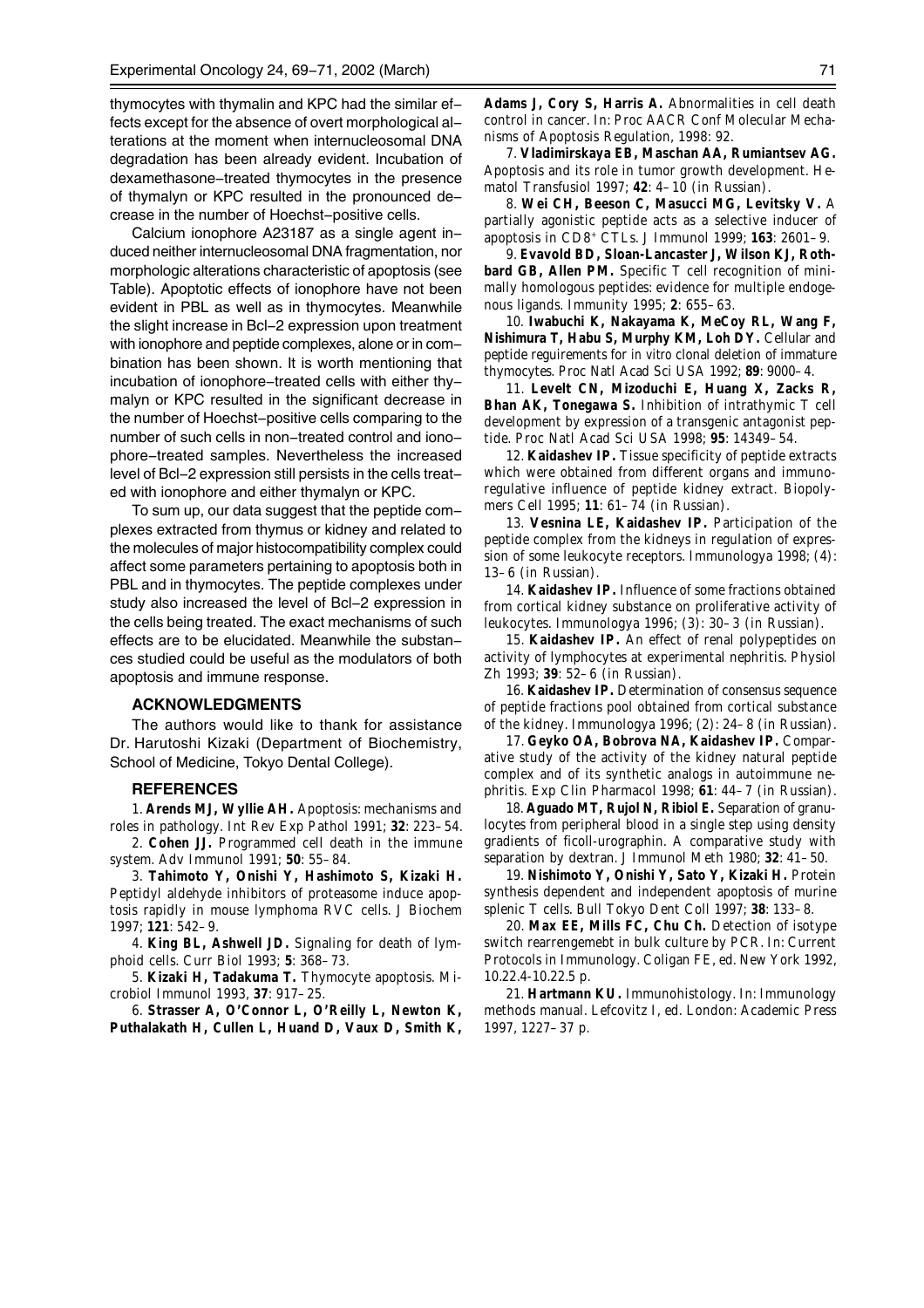thymocytes with thymalin and KPC had the similar effects except for the absence of overt morphological alterations at the moment when internucleosomal DNA degradation has been already evident. Incubation of dexamethasone–treated thymocytes in the presence of thymalyn or KPC resulted in the pronounced decrease in the number of Hoechst–positive cells.

Calcium ionophore A23187 as a single agent induced neither internucleosomal DNA fragmentation, nor morphologic alterations characteristic of apoptosis (see Table). Apoptotic effects of ionophore have not been evident in PBL as well as in thymocytes. Meanwhile the slight increase in Bcl–2 expression upon treatment with ionophore and peptide complexes, alone or in combination has been shown. It is worth mentioning that incubation of ionophore–treated cells with either thymalyn or KPC resulted in the significant decrease in the number of Hoechst–positive cells comparing to the number of such cells in non–treated control and ionophore–treated samples. Nevertheless the increased level of Bcl–2 expression still persists in the cells treated with ionophore and either thymalyn or KPC.

To sum up, our data suggest that the peptide complexes extracted from thymus or kidney and related to the molecules of major histocompatibility complex could affect some parameters pertaining to apoptosis both in PBL and in thymocytes. The peptide complexes under study also increased the level of Bcl–2 expression in the cells being treated. The exact mechanisms of such effects are to be elucidated. Meanwhile the substances studied could be useful as the modulators of both apoptosis and immune response.

## ACKNOWLEDGMENTS

The authors would like to thank for assistance Dr. Harutoshi Kizaki (Department of Biochemistry, School of Medicine, Tokyo Dental College).

## REFERENCES

1. **Arends MJ, Wyllie AH.** Apoptosis: mechanisms and roles in pathology. Int Rev Exp Pathol 1991; **32**: 223–54.

2. **Cohen JJ.** Programmed cell death in the immune system. Adv Immunol 1991; **50**: 55–84.

3. **Tahimoto Y, Onishi Y, Hashimoto S, Kizaki H.** Peptidyl aldehyde inhibitors of proteasome induce apoptosis rapidly in mouse lymphoma RVC cells. J Biochem 1997; **121**: 542–9.

4. **King BL, Ashwell JD.** Signaling for death of lymphoid cells. Curr Biol 1993; **5**: 368–73.

5. **Kizaki H, Tadakuma T.** Thymocyte apoptosis. Microbiol Immunol 1993, **37**: 917–25.

6. **Strasser A, O'Connor L, O'Reilly L, Newton K, Puthalakath H, Cullen L, Huand D, Vaux D, Smith K, Adams J, Cory S, Harris A.** Abnormalities in cell death control in cancer. In: Proc AACR Conf Molecular Mechanisms of Apoptosis Regulation, 1998: 92.

7. **Vladimirskaya EB, Maschan AA, Rumiantsev AG.** Apoptosis and its role in tumor growth development. Hematol Transfusiol 1997; **42**: 4–10 (in Russian).

8. **Wei CH, Beeson C, Masucci MG, Levitsky V.** A partially agonistic peptide acts as a selective inducer of apoptosis in CD8+ CTLs. J Immunol 1999; **163**: 2601–9.

9. **Evavold BD, Sloan-Lancaster J, Wilson KJ, Rothbard GB, Allen PM.** Specific T cell recognition of minimally homologous peptides: evidence for multiple endogenous ligands. Immunity 1995; **2**: 655–63.

10. **Iwabuchi K, Nakayama K, MeCoy RL, Wang F, Nishimura T, Habu S, Murphy KM, Loh DY.** Cellular and peptide reguirements for in vitro clonal deletion of immature thymocytes. Proc Natl Acad Sci USA 1992; **89**: 9000–4.

11. **Levelt CN, Mizoduchi E, Huang X, Zacks R, Bhan AK, Tonegawa S.** Inhibition of intrathymic T cell development by expression of a transgenic antagonist peptide. Proc Natl Acad Sci USA 1998; **95**: 14349–54.

12. **Kaidashev IP.** Tissue specificity of peptide extracts which were obtained from different organs and immunoregulative influence of peptide kidney extract. Biopolymers Cell 1995; **11**: 61–74 (in Russian).

13. **Vesnina LE, Kaidashev IP.** Participation of the peptide complex from the kidneys in regulation of expression of some leukocyte receptors. Immunologya 1998; (4): 13–6 (in Russian).

14. **Kaidashev IP.** Influence of some fractions obtained from cortical kidney substance on proliferative activity of leukocytes. Immunologya 1996; (3): 30–3 (in Russian).

15. **Kaidashev IP.** An effect of renal polypeptides on activity of lymphocytes at experimental nephritis. Physiol Zh 1993; **39**: 52–6 (in Russian).

16. **Kaidashev IP.** Determination of consensus sequence of peptide fractions pool obtained from cortical substance of the kidney. Immunologya 1996; (2): 24–8 (in Russian).

17. **Geyko OA, Bobrova NA, Kaidashev IP.** Comparative study of the activity of the kidney natural peptide complex and of its synthetic analogs in autoimmune nephritis. Exp Clin Pharmacol 1998; **61**: 44–7 (in Russian).

18. **Aguado MT, Rujol N, Ribiol E.** Separation of granulocytes from peripheral blood in a single step using density gradients of ficoll-urographin. A comparative study with separation by dextran. J Immunol Meth 1980; **32**: 41–50.

19. **Nishimoto Y, Onishi Y, Sato Y, Kizaki H.** Protein synthesis dependent and independent apoptosis of murine splenic T cells. Bull Tokyo Dent Coll 1997; **38**: 133–8.

20. **Max EE, Mills FC, Chu Ch.** Detection of isotype switch rearrengemebt in bulk culture by PCR. In: Current Protocols in Immunology. Coligan FE, ed. New York 1992, 10.22.4-10.22.5 p.

21. **Hartmann KU.** Immunohistology. In: Immunology methods manual. Lefcovitz I, ed. London: Academic Press 1997, 1227–37 p.